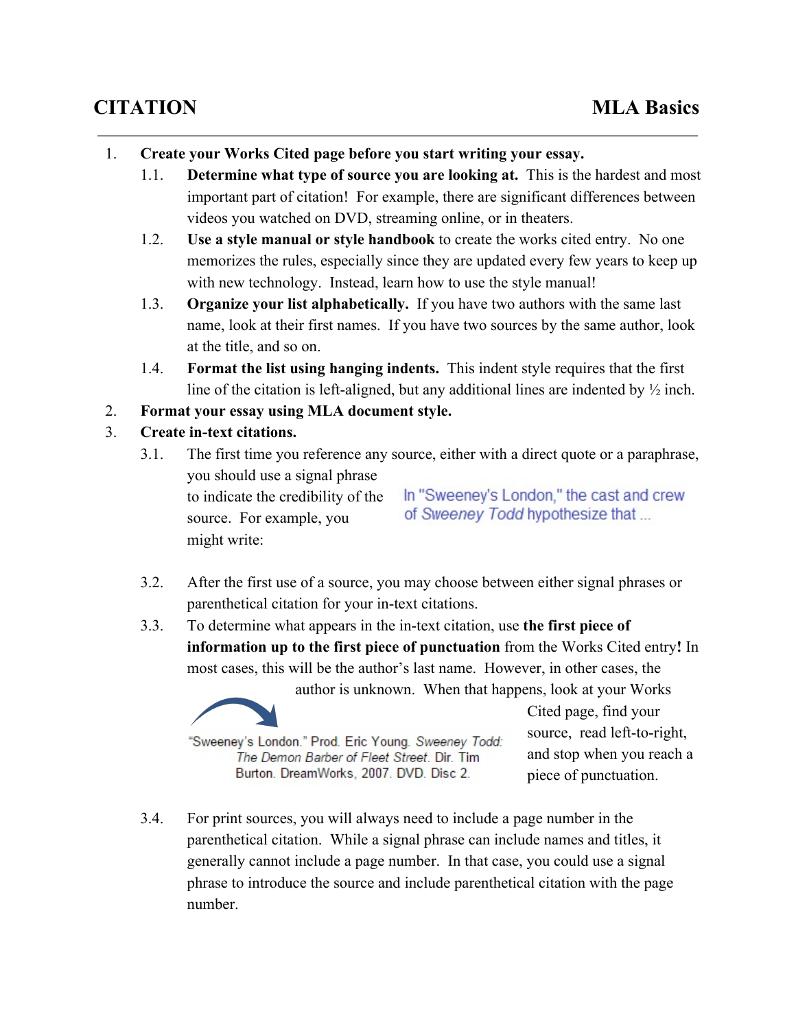# CITATION

## MLA Basics

1. **Create your Works Cited page before you start writing your essay.**
   - 1.1. **Determine what type of source you are looking at.** This is the hardest and most important part of citation! For example, there are significant differences between videos you watched on DVD, streaming online, or in theaters.
   - 1.2. **Use a style manual or style handbook** to create the works cited entry. No one memorizes the rules, especially since they are updated every few years to keep up with new technology. Instead, learn how to use the style manual!
   - 1.3. **Organize your list alphabetically.** If you have two authors with the same last name, look at their first names. If you have two sources by the same author, look at the title, and so on.
   - 1.4. **Format the list using hanging indents.** This indent style requires that the first line of the citation is left-aligned, but any additional lines are indented by ½ inch.
2. **Format your essay using MLA document style.**
3. **Create in-text citations.**
   - 3.1. The first time you reference any source, either with a direct quote or a paraphrase, you should use a signal phrase to indicate the credibility of the source. For example, you might write:

     In "Sweeney's London," the cast and crew of *Sweeney Todd* hypothesize that ...

   - 3.2. After the first use of a source, you may choose between either signal phrases or parenthetical citation for your in-text citations.
   - 3.3. To determine what appears in the in-text citation, use **the first piece of information up to the first piece of punctuation** from the Works Cited entry**!** In most cases, this will be the author's last name. However, in other cases, the author is unknown. When that happens, look at your Works Cited page, find your source, read left-to-right, and stop when you reach a piece of punctuation.

     "Sweeney's London." Prod. Eric Young. *Sweeney Todd: The Demon Barber of Fleet Street*. Dir. Tim Burton. DreamWorks, 2007. DVD. Disc 2.

   - 3.4. For print sources, you will always need to include a page number in the parenthetical citation. While a signal phrase can include names and titles, it generally cannot include a page number. In that case, you could use a signal phrase to introduce the source and include parenthetical citation with the page number.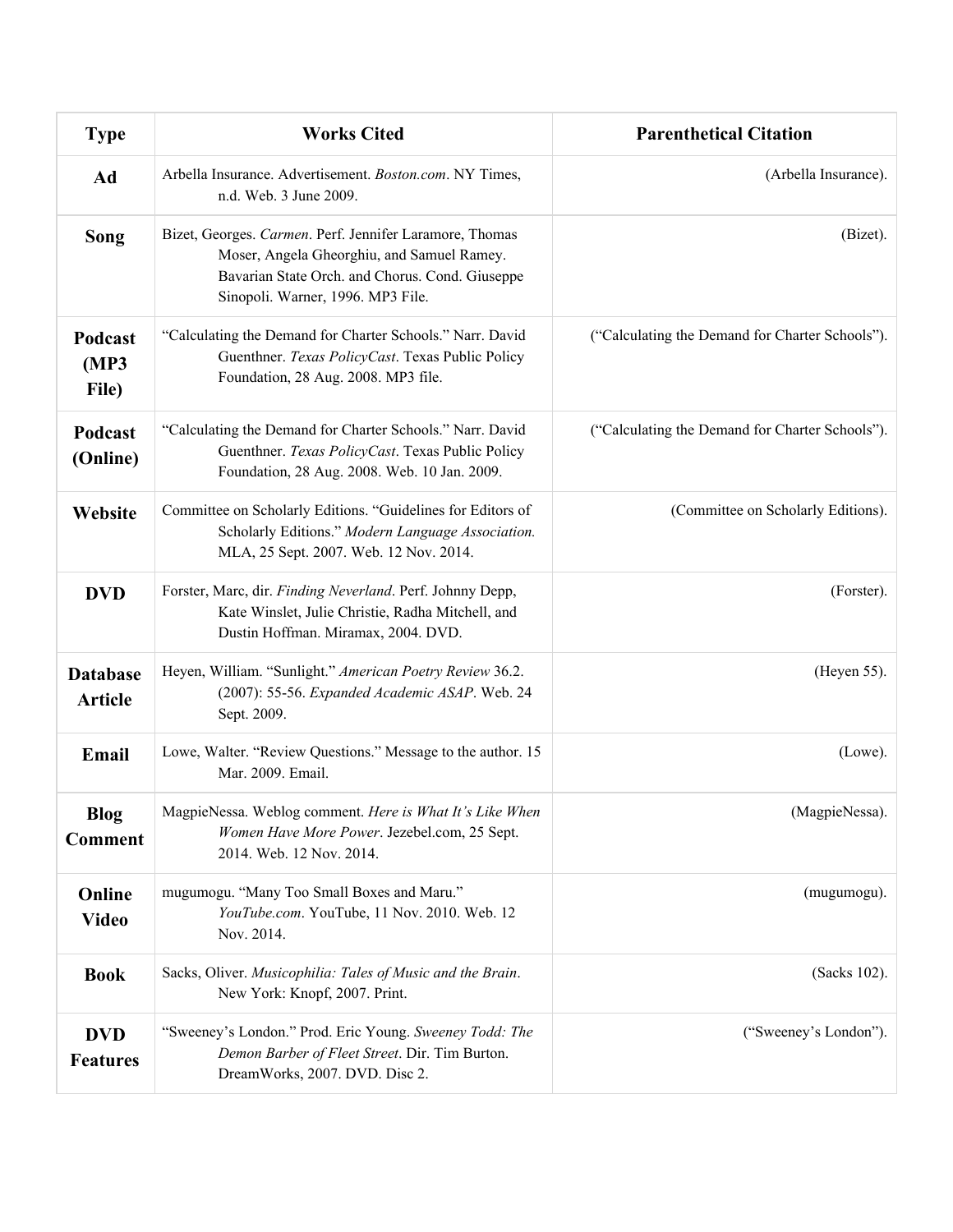| Type | Works Cited | Parenthetical Citation |
| --- | --- | --- |
| **Ad** | Arbella Insurance. Advertisement. *Boston.com*. NY Times, n.d. Web. 3 June 2009. | (Arbella Insurance). |
| **Song** | Bizet, Georges. *Carmen*. Perf. Jennifer Laramore, Thomas Moser, Angela Gheorghiu, and Samuel Ramey. Bavarian State Orch. and Chorus. Cond. Giuseppe Sinopoli. Warner, 1996. MP3 File. | (Bizet). |
| **Podcast (MP3 File)** | "Calculating the Demand for Charter Schools." Narr. David Guenthner. *Texas PolicyCast*. Texas Public Policy Foundation, 28 Aug. 2008. MP3 file. | ("Calculating the Demand for Charter Schools"). |
| **Podcast (Online)** | "Calculating the Demand for Charter Schools." Narr. David Guenthner. *Texas PolicyCast*. Texas Public Policy Foundation, 28 Aug. 2008. Web. 10 Jan. 2009. | ("Calculating the Demand for Charter Schools"). |
| **Website** | Committee on Scholarly Editions. "Guidelines for Editors of Scholarly Editions." *Modern Language Association.* MLA, 25 Sept. 2007. Web. 12 Nov. 2014. | (Committee on Scholarly Editions). |
| **DVD** | Forster, Marc, dir. *Finding Neverland*. Perf. Johnny Depp, Kate Winslet, Julie Christie, Radha Mitchell, and Dustin Hoffman. Miramax, 2004. DVD. | (Forster). |
| **Database Article** | Heyen, William. "Sunlight." *American Poetry Review* 36.2. (2007): 55-56. *Expanded Academic ASAP*. Web. 24 Sept. 2009. | (Heyen 55). |
| **Email** | Lowe, Walter. "Review Questions." Message to the author. 15 Mar. 2009. Email. | (Lowe). |
| **Blog Comment** | MagpieNessa. Weblog comment. *Here is What It's Like When Women Have More Power*. Jezebel.com, 25 Sept. 2014. Web. 12 Nov. 2014. | (MagpieNessa). |
| **Online Video** | mugumogu. "Many Too Small Boxes and Maru." *YouTube.com*. YouTube, 11 Nov. 2010. Web. 12 Nov. 2014. | (mugumogu). |
| **Book** | Sacks, Oliver. *Musicophilia: Tales of Music and the Brain*. New York: Knopf, 2007. Print. | (Sacks 102). |
| **DVD Features** | "Sweeney's London." Prod. Eric Young. *Sweeney Todd: The Demon Barber of Fleet Street*. Dir. Tim Burton. DreamWorks, 2007. DVD. Disc 2. | ("Sweeney's London"). |